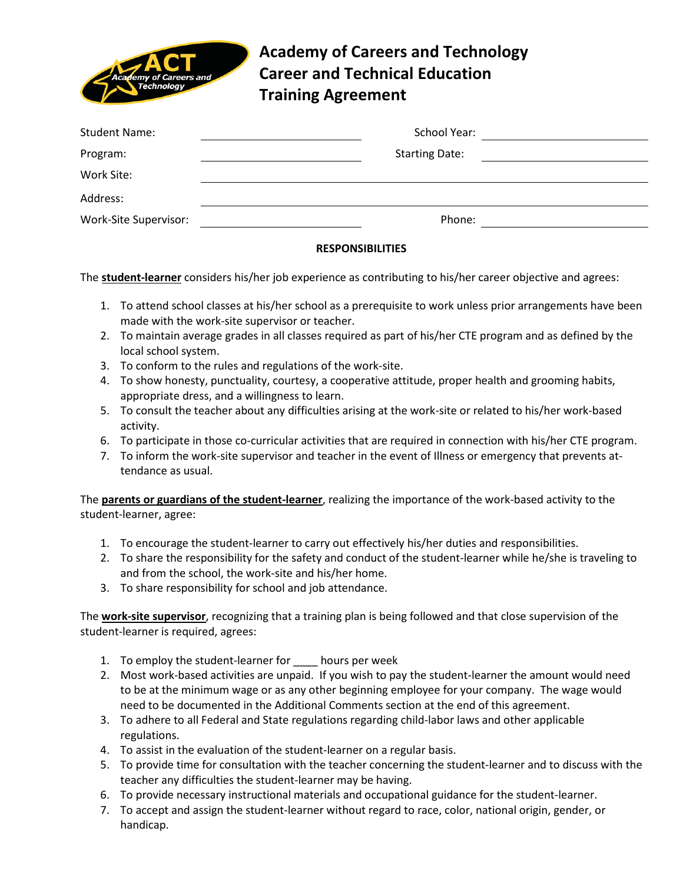# Academy of Careers and Technology
# Career and Technical Education
# Training Agreement

Student Name: ______________________ School Year: ______________________

Program: ______________________ Starting Date: ______________________

Work Site: ____________________________________________

Address: ____________________________________________

Work-Site Supervisor: ______________________ Phone: ______________________

**RESPONSIBILITIES**

The **student-learner** considers his/her job experience as contributing to his/her career objective and agrees:

1. To attend school classes at his/her school as a prerequisite to work unless prior arrangements have been made with the work-site supervisor or teacher.
2. To maintain average grades in all classes required as part of his/her CTE program and as defined by the local school system.
3. To conform to the rules and regulations of the work-site.
4. To show honesty, punctuality, courtesy, a cooperative attitude, proper health and grooming habits, appropriate dress, and a willingness to learn.
5. To consult the teacher about any difficulties arising at the work-site or related to his/her work-based activity.
6. To participate in those co-curricular activities that are required in connection with his/her CTE program.
7. To inform the work-site supervisor and teacher in the event of Illness or emergency that prevents attendance as usual.

The **parents or guardians of the student-learner**, realizing the importance of the work-based activity to the student-learner, agree:

1. To encourage the student-learner to carry out effectively his/her duties and responsibilities.
2. To share the responsibility for the safety and conduct of the student-learner while he/she is traveling to and from the school, the work-site and his/her home.
3. To share responsibility for school and job attendance.

The **work-site supervisor**, recognizing that a training plan is being followed and that close supervision of the student-learner is required, agrees:

1. To employ the student-learner for ____ hours per week
2. Most work-based activities are unpaid. If you wish to pay the student-learner the amount would need to be at the minimum wage or as any other beginning employee for your company. The wage would need to be documented in the Additional Comments section at the end of this agreement.
3. To adhere to all Federal and State regulations regarding child-labor laws and other applicable regulations.
4. To assist in the evaluation of the student-learner on a regular basis.
5. To provide time for consultation with the teacher concerning the student-learner and to discuss with the teacher any difficulties the student-learner may be having.
6. To provide necessary instructional materials and occupational guidance for the student-learner.
7. To accept and assign the student-learner without regard to race, color, national origin, gender, or handicap.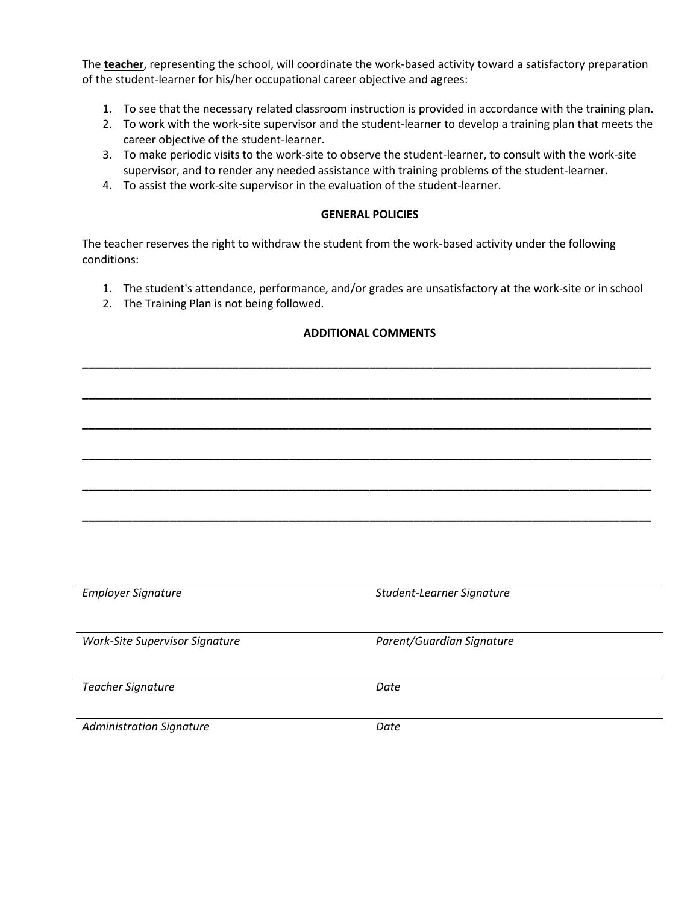The **teacher**, representing the school, will coordinate the work-based activity toward a satisfactory preparation of the student-learner for his/her occupational career objective and agrees:

1. To see that the necessary related classroom instruction is provided in accordance with the training plan.
2. To work with the work-site supervisor and the student-learner to develop a training plan that meets the career objective of the student-learner.
3. To make periodic visits to the work-site to observe the student-learner, to consult with the work-site supervisor, and to render any needed assistance with training problems of the student-learner.
4. To assist the work-site supervisor in the evaluation of the student-learner.

**GENERAL POLICIES**

The teacher reserves the right to withdraw the student from the work-based activity under the following conditions:

1. The student's attendance, performance, and/or grades are unsatisfactory at the work-site or in school
2. The Training Plan is not being followed.

**ADDITIONAL COMMENTS**

______________________________________________________________________________

______________________________________________________________________________

______________________________________________________________________________

______________________________________________________________________________

______________________________________________________________________________

______________________________________________________________________________

| | |
|---|---|
| *Employer Signature* | *Student-Learner Signature* |
| *Work-Site Supervisor Signature* | *Parent/Guardian Signature* |
| *Teacher Signature* | *Date* |
| *Administration Signature* | *Date* |